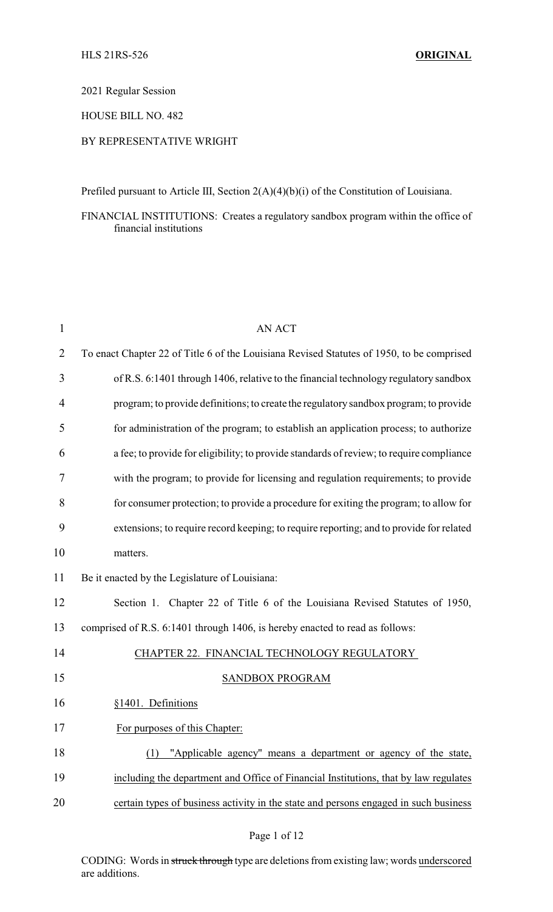HLS 21RS-526 **ORIGINAL**

2021 Regular Session

HOUSE BILL NO. 482

BY REPRESENTATIVE WRIGHT

Prefiled pursuant to Article III, Section 2(A)(4)(b)(i) of the Constitution of Louisiana.

FINANCIAL INSTITUTIONS: Creates a regulatory sandbox program within the office of financial institutions

AN ACT

To enact Chapter 22 of Title 6 of the Louisiana Revised Statutes of 1950, to be comprised of R.S. 6:1401 through 1406, relative to the financial technology regulatory sandbox program; to provide definitions; to create the regulatory sandbox program; to provide for administration of the program; to establish an application process; to authorize a fee; to provide for eligibility; to provide standards of review; to require compliance with the program; to provide for licensing and regulation requirements; to provide for consumer protection; to provide a procedure for exiting the program; to allow for extensions; to require record keeping; to require reporting; and to provide for related matters.

Be it enacted by the Legislature of Louisiana:

Section 1. Chapter 22 of Title 6 of the Louisiana Revised Statutes of 1950, comprised of R.S. 6:1401 through 1406, is hereby enacted to read as follows:

CHAPTER 22. FINANCIAL TECHNOLOGY REGULATORY SANDBOX PROGRAM

§1401. Definitions

For purposes of this Chapter:

(1) "Applicable agency" means a department or agency of the state, including the department and Office of Financial Institutions, that by law regulates certain types of business activity in the state and persons engaged in such business

CODING: Words in ~~struck through~~ type are deletions from existing law; words underscored are additions.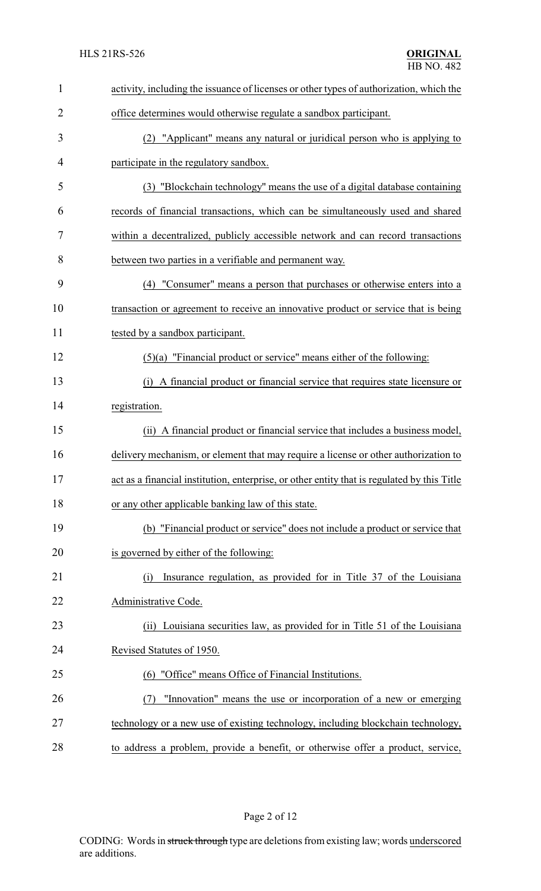activity, including the issuance of licenses or other types of authorization, which the office determines would otherwise regulate a sandbox participant.

(2) "Applicant" means any natural or juridical person who is applying to participate in the regulatory sandbox.

(3) "Blockchain technology" means the use of a digital database containing records of financial transactions, which can be simultaneously used and shared within a decentralized, publicly accessible network and can record transactions between two parties in a verifiable and permanent way.

(4) "Consumer" means a person that purchases or otherwise enters into a transaction or agreement to receive an innovative product or service that is being tested by a sandbox participant.

(5)(a) "Financial product or service" means either of the following:

(i) A financial product or financial service that requires state licensure or registration.

(ii) A financial product or financial service that includes a business model, delivery mechanism, or element that may require a license or other authorization to act as a financial institution, enterprise, or other entity that is regulated by this Title or any other applicable banking law of this state.

(b) "Financial product or service" does not include a product or service that is governed by either of the following:

(i) Insurance regulation, as provided for in Title 37 of the Louisiana Administrative Code.

(ii) Louisiana securities law, as provided for in Title 51 of the Louisiana Revised Statutes of 1950.

(6) "Office" means Office of Financial Institutions.

(7) "Innovation" means the use or incorporation of a new or emerging technology or a new use of existing technology, including blockchain technology, to address a problem, provide a benefit, or otherwise offer a product, service,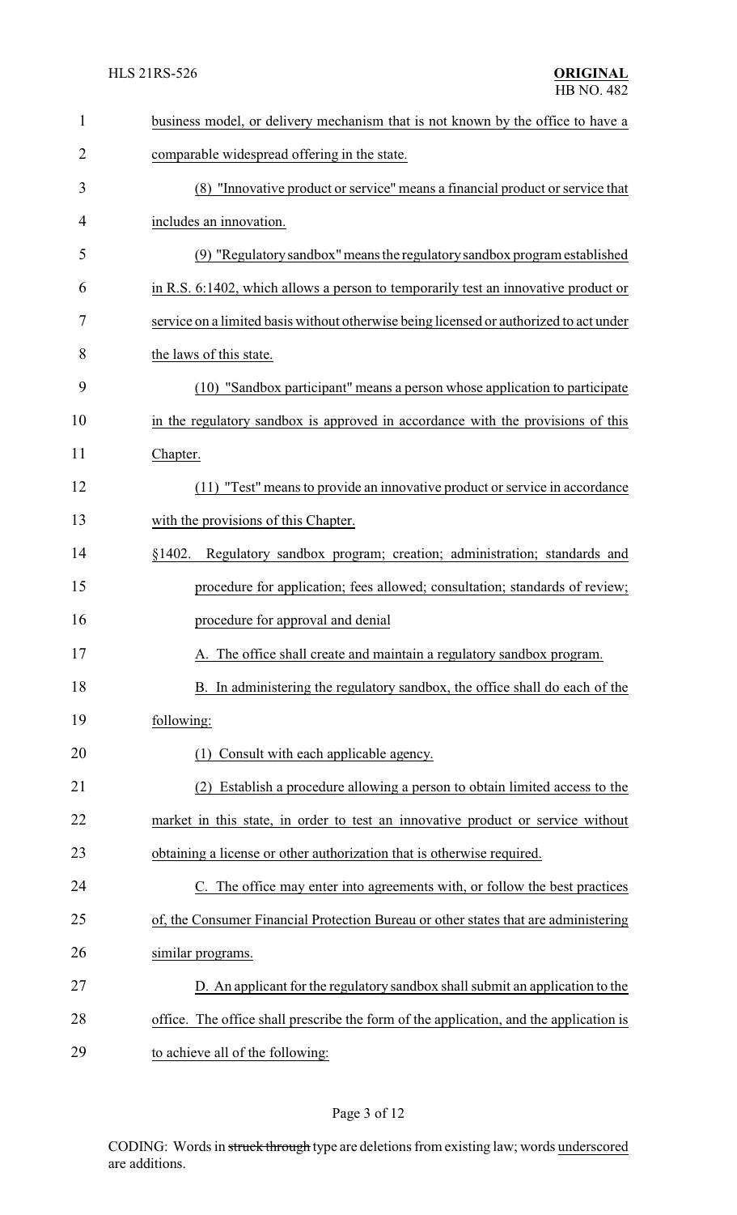business model, or delivery mechanism that is not known by the office to have a comparable widespread offering in the state.

(8) "Innovative product or service" means a financial product or service that includes an innovation.

(9) "Regulatory sandbox" means the regulatory sandbox program established in R.S. 6:1402, which allows a person to temporarily test an innovative product or service on a limited basis without otherwise being licensed or authorized to act under the laws of this state.

(10) "Sandbox participant" means a person whose application to participate in the regulatory sandbox is approved in accordance with the provisions of this Chapter.

(11) "Test" means to provide an innovative product or service in accordance with the provisions of this Chapter.

§1402. Regulatory sandbox program; creation; administration; standards and procedure for application; fees allowed; consultation; standards of review; procedure for approval and denial

A. The office shall create and maintain a regulatory sandbox program.

B. In administering the regulatory sandbox, the office shall do each of the following:

(1) Consult with each applicable agency.

(2) Establish a procedure allowing a person to obtain limited access to the market in this state, in order to test an innovative product or service without obtaining a license or other authorization that is otherwise required.

C. The office may enter into agreements with, or follow the best practices of, the Consumer Financial Protection Bureau or other states that are administering similar programs.

D. An applicant for the regulatory sandbox shall submit an application to the office. The office shall prescribe the form of the application, and the application is to achieve all of the following: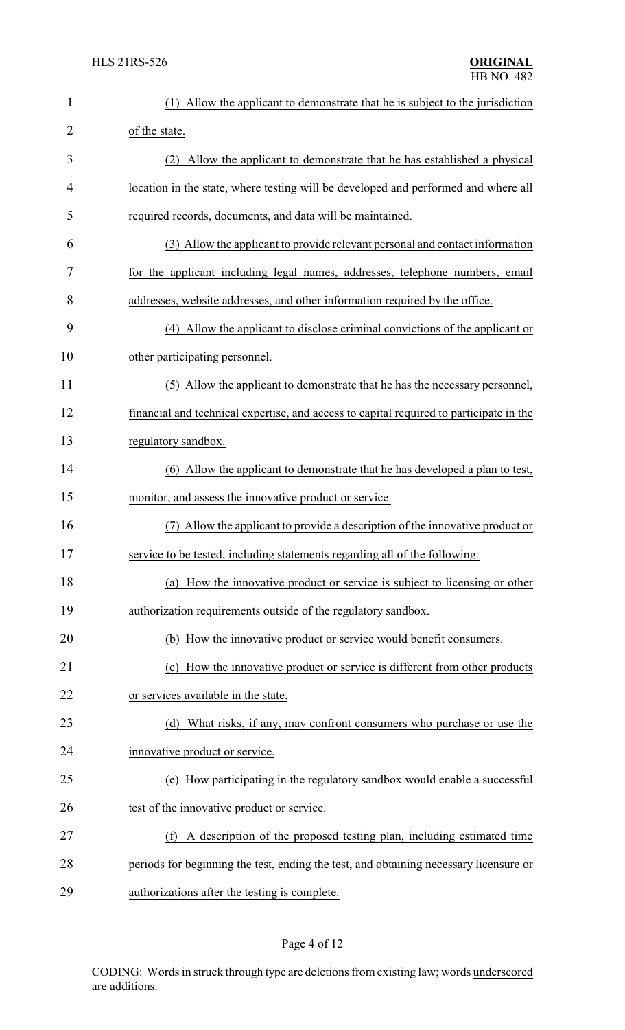(1) Allow the applicant to demonstrate that he is subject to the jurisdiction of the state.

(2) Allow the applicant to demonstrate that he has established a physical location in the state, where testing will be developed and performed and where all required records, documents, and data will be maintained.

(3) Allow the applicant to provide relevant personal and contact information for the applicant including legal names, addresses, telephone numbers, email addresses, website addresses, and other information required by the office.

(4) Allow the applicant to disclose criminal convictions of the applicant or other participating personnel.

(5) Allow the applicant to demonstrate that he has the necessary personnel, financial and technical expertise, and access to capital required to participate in the regulatory sandbox.

(6) Allow the applicant to demonstrate that he has developed a plan to test, monitor, and assess the innovative product or service.

(7) Allow the applicant to provide a description of the innovative product or service to be tested, including statements regarding all of the following:

(a) How the innovative product or service is subject to licensing or other authorization requirements outside of the regulatory sandbox.

(b) How the innovative product or service would benefit consumers.

(c) How the innovative product or service is different from other products or services available in the state.

(d) What risks, if any, may confront consumers who purchase or use the innovative product or service.

(e) How participating in the regulatory sandbox would enable a successful test of the innovative product or service.

(f) A description of the proposed testing plan, including estimated time periods for beginning the test, ending the test, and obtaining necessary licensure or authorizations after the testing is complete.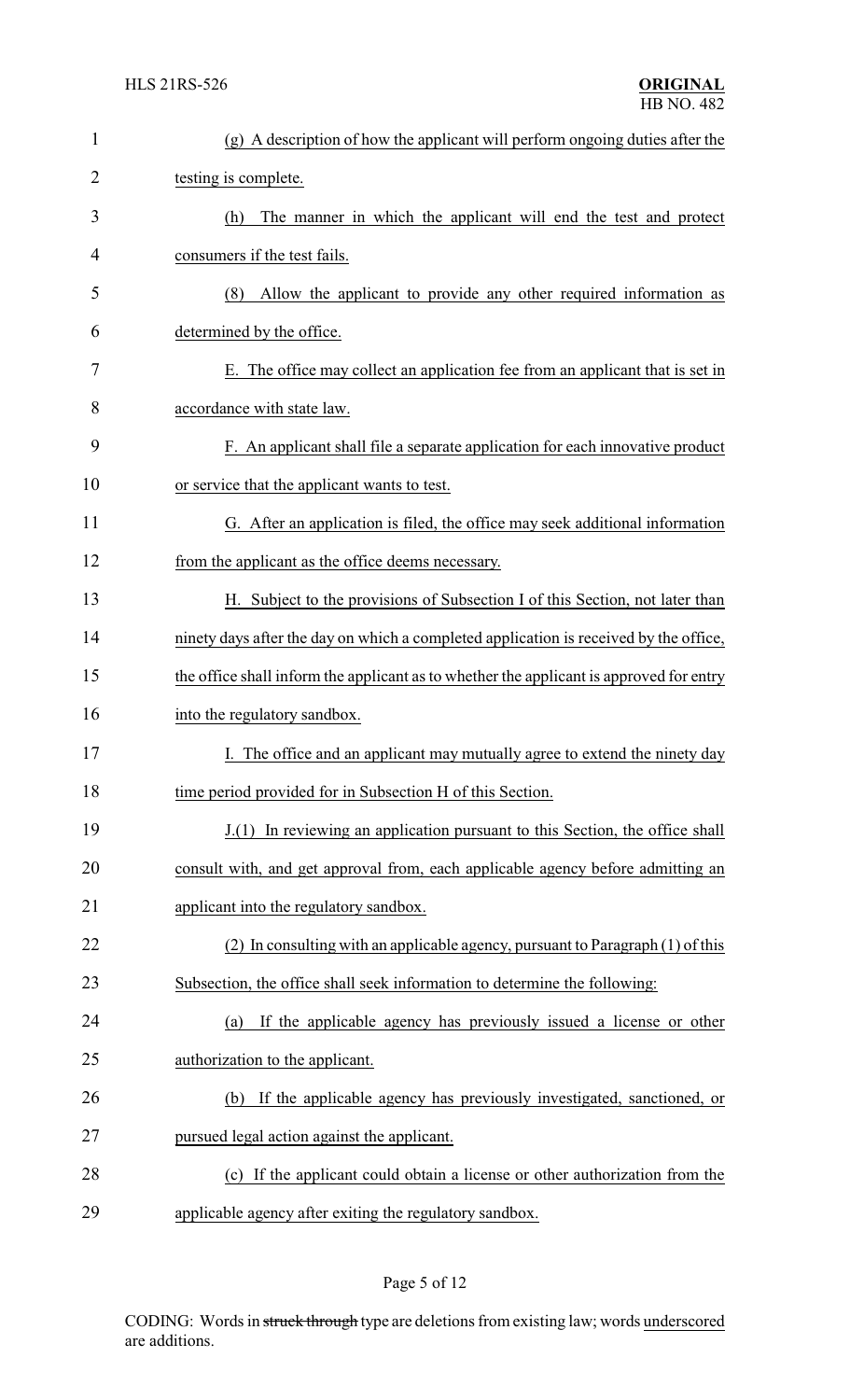(g) A description of how the applicant will perform ongoing duties after the testing is complete.

(h) The manner in which the applicant will end the test and protect consumers if the test fails.

(8) Allow the applicant to provide any other required information as determined by the office.

E. The office may collect an application fee from an applicant that is set in accordance with state law.

F. An applicant shall file a separate application for each innovative product or service that the applicant wants to test.

G. After an application is filed, the office may seek additional information from the applicant as the office deems necessary.

H. Subject to the provisions of Subsection I of this Section, not later than ninety days after the day on which a completed application is received by the office, the office shall inform the applicant as to whether the applicant is approved for entry into the regulatory sandbox.

I. The office and an applicant may mutually agree to extend the ninety day time period provided for in Subsection H of this Section.

J.(1) In reviewing an application pursuant to this Section, the office shall consult with, and get approval from, each applicable agency before admitting an applicant into the regulatory sandbox.

(2) In consulting with an applicable agency, pursuant to Paragraph (1) of this Subsection, the office shall seek information to determine the following:

(a) If the applicable agency has previously issued a license or other authorization to the applicant.

(b) If the applicable agency has previously investigated, sanctioned, or pursued legal action against the applicant.

(c) If the applicant could obtain a license or other authorization from the applicable agency after exiting the regulatory sandbox.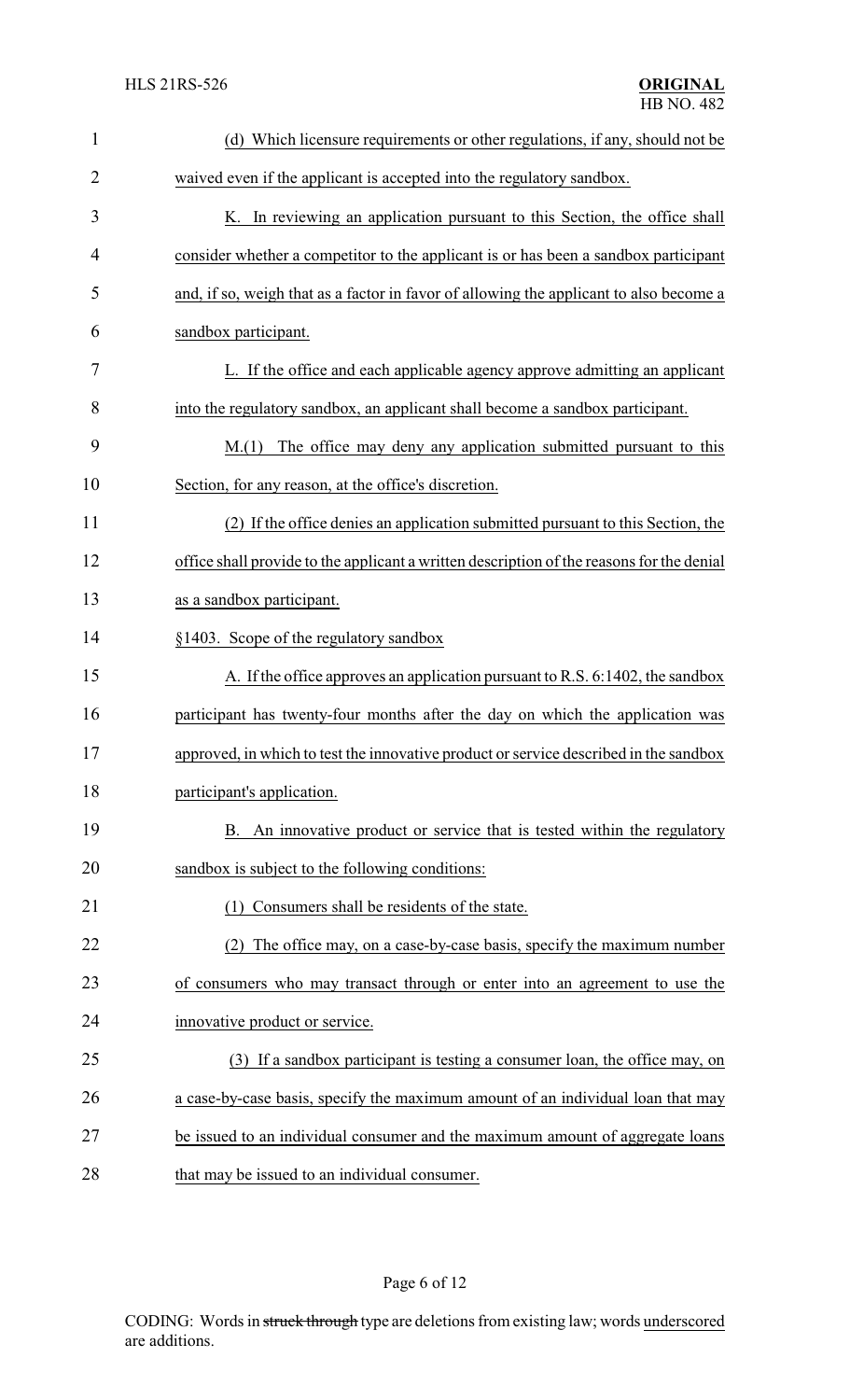(d) Which licensure requirements or other regulations, if any, should not be waived even if the applicant is accepted into the regulatory sandbox.

K. In reviewing an application pursuant to this Section, the office shall consider whether a competitor to the applicant is or has been a sandbox participant and, if so, weigh that as a factor in favor of allowing the applicant to also become a sandbox participant.

L. If the office and each applicable agency approve admitting an applicant into the regulatory sandbox, an applicant shall become a sandbox participant.

M.(1) The office may deny any application submitted pursuant to this Section, for any reason, at the office's discretion.

(2) If the office denies an application submitted pursuant to this Section, the office shall provide to the applicant a written description of the reasons for the denial as a sandbox participant.

§1403. Scope of the regulatory sandbox

A. If the office approves an application pursuant to R.S. 6:1402, the sandbox participant has twenty-four months after the day on which the application was approved, in which to test the innovative product or service described in the sandbox participant's application.

B. An innovative product or service that is tested within the regulatory sandbox is subject to the following conditions:

(1) Consumers shall be residents of the state.

(2) The office may, on a case-by-case basis, specify the maximum number of consumers who may transact through or enter into an agreement to use the innovative product or service.

(3) If a sandbox participant is testing a consumer loan, the office may, on a case-by-case basis, specify the maximum amount of an individual loan that may be issued to an individual consumer and the maximum amount of aggregate loans that may be issued to an individual consumer.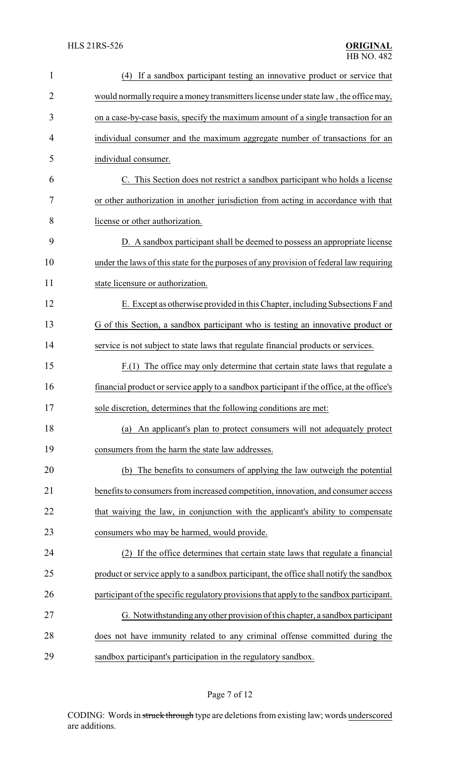(4) If a sandbox participant testing an innovative product or service that would normally require a money transmitters license under state law , the office may, on a case-by-case basis, specify the maximum amount of a single transaction for an individual consumer and the maximum aggregate number of transactions for an individual consumer.

C. This Section does not restrict a sandbox participant who holds a license or other authorization in another jurisdiction from acting in accordance with that license or other authorization.

D. A sandbox participant shall be deemed to possess an appropriate license under the laws of this state for the purposes of any provision of federal law requiring state licensure or authorization.

E. Except as otherwise provided in this Chapter, including Subsections F and G of this Section, a sandbox participant who is testing an innovative product or service is not subject to state laws that regulate financial products or services.

F.(1) The office may only determine that certain state laws that regulate a financial product or service apply to a sandbox participant if the office, at the office's sole discretion, determines that the following conditions are met:

(a) An applicant's plan to protect consumers will not adequately protect consumers from the harm the state law addresses.

(b) The benefits to consumers of applying the law outweigh the potential benefits to consumers from increased competition, innovation, and consumer access that waiving the law, in conjunction with the applicant's ability to compensate consumers who may be harmed, would provide.

(2) If the office determines that certain state laws that regulate a financial product or service apply to a sandbox participant, the office shall notify the sandbox participant of the specific regulatory provisions that apply to the sandbox participant.

G. Notwithstanding any other provision of this chapter, a sandbox participant does not have immunity related to any criminal offense committed during the sandbox participant's participation in the regulatory sandbox.

CODING: Words in ~~struck through~~ type are deletions from existing law; words underscored are additions.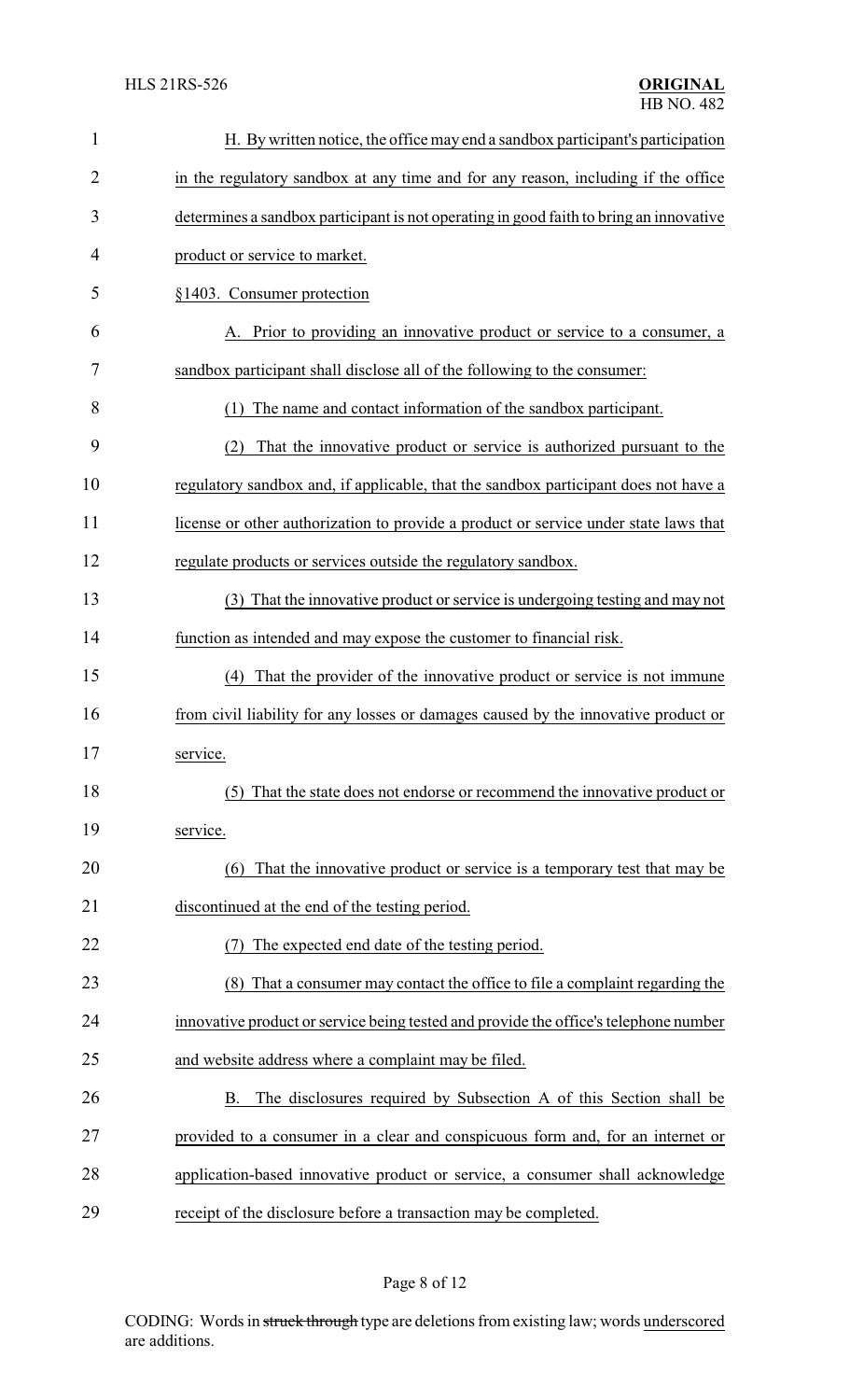H. By written notice, the office may end a sandbox participant's participation in the regulatory sandbox at any time and for any reason, including if the office determines a sandbox participant is not operating in good faith to bring an innovative product or service to market.

§1403. Consumer protection

A. Prior to providing an innovative product or service to a consumer, a sandbox participant shall disclose all of the following to the consumer:

(1) The name and contact information of the sandbox participant.

(2) That the innovative product or service is authorized pursuant to the regulatory sandbox and, if applicable, that the sandbox participant does not have a license or other authorization to provide a product or service under state laws that regulate products or services outside the regulatory sandbox.

(3) That the innovative product or service is undergoing testing and may not function as intended and may expose the customer to financial risk.

(4) That the provider of the innovative product or service is not immune from civil liability for any losses or damages caused by the innovative product or service.

(5) That the state does not endorse or recommend the innovative product or service.

(6) That the innovative product or service is a temporary test that may be discontinued at the end of the testing period.

(7) The expected end date of the testing period.

(8) That a consumer may contact the office to file a complaint regarding the innovative product or service being tested and provide the office's telephone number and website address where a complaint may be filed.

B. The disclosures required by Subsection A of this Section shall be provided to a consumer in a clear and conspicuous form and, for an internet or application-based innovative product or service, a consumer shall acknowledge receipt of the disclosure before a transaction may be completed.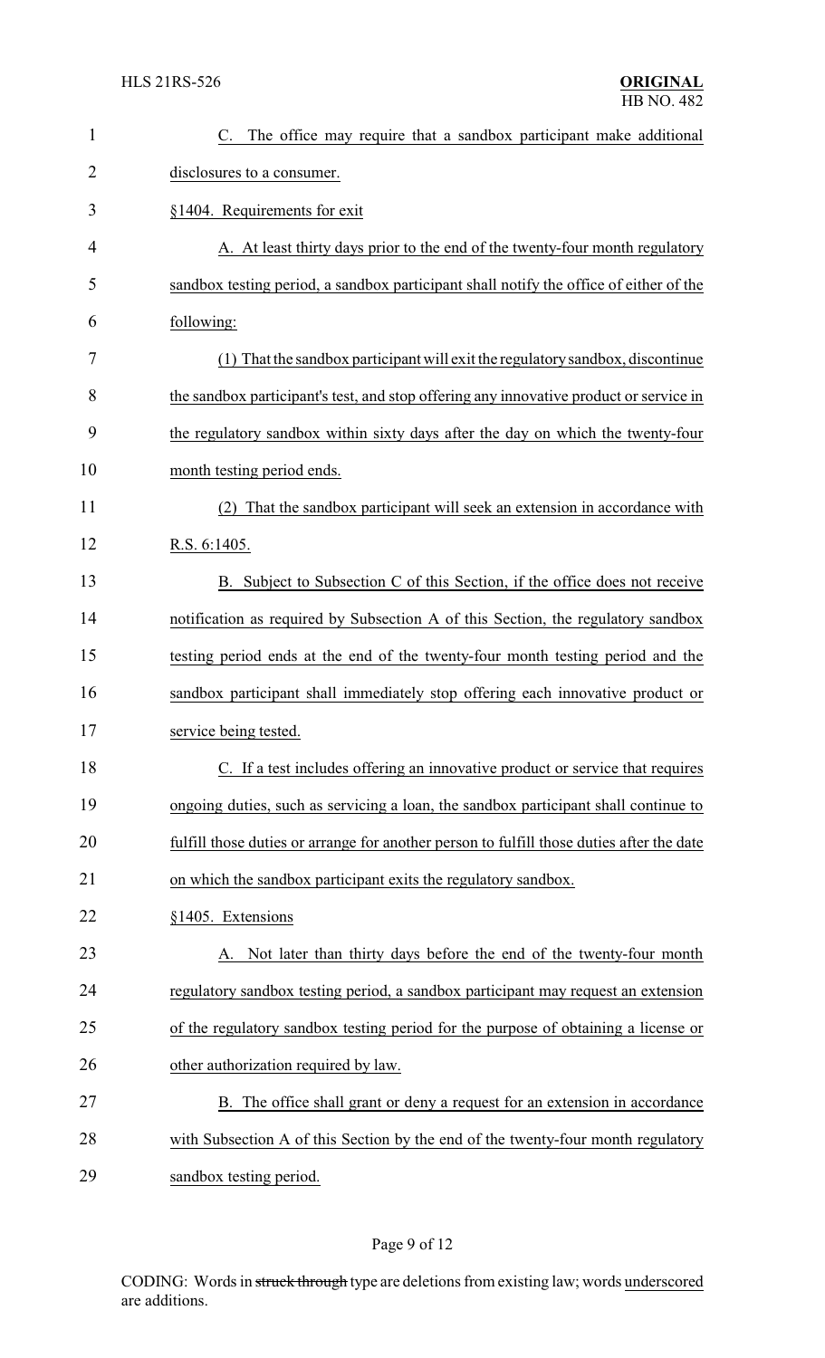C. The office may require that a sandbox participant make additional disclosures to a consumer.

§1404. Requirements for exit

A. At least thirty days prior to the end of the twenty-four month regulatory sandbox testing period, a sandbox participant shall notify the office of either of the following:

(1) That the sandbox participant will exit the regulatory sandbox, discontinue the sandbox participant's test, and stop offering any innovative product or service in the regulatory sandbox within sixty days after the day on which the twenty-four month testing period ends.

(2) That the sandbox participant will seek an extension in accordance with R.S. 6:1405.

B. Subject to Subsection C of this Section, if the office does not receive notification as required by Subsection A of this Section, the regulatory sandbox testing period ends at the end of the twenty-four month testing period and the sandbox participant shall immediately stop offering each innovative product or service being tested.

C. If a test includes offering an innovative product or service that requires ongoing duties, such as servicing a loan, the sandbox participant shall continue to fulfill those duties or arrange for another person to fulfill those duties after the date on which the sandbox participant exits the regulatory sandbox.

§1405. Extensions

A. Not later than thirty days before the end of the twenty-four month regulatory sandbox testing period, a sandbox participant may request an extension of the regulatory sandbox testing period for the purpose of obtaining a license or other authorization required by law.

B. The office shall grant or deny a request for an extension in accordance with Subsection A of this Section by the end of the twenty-four month regulatory sandbox testing period.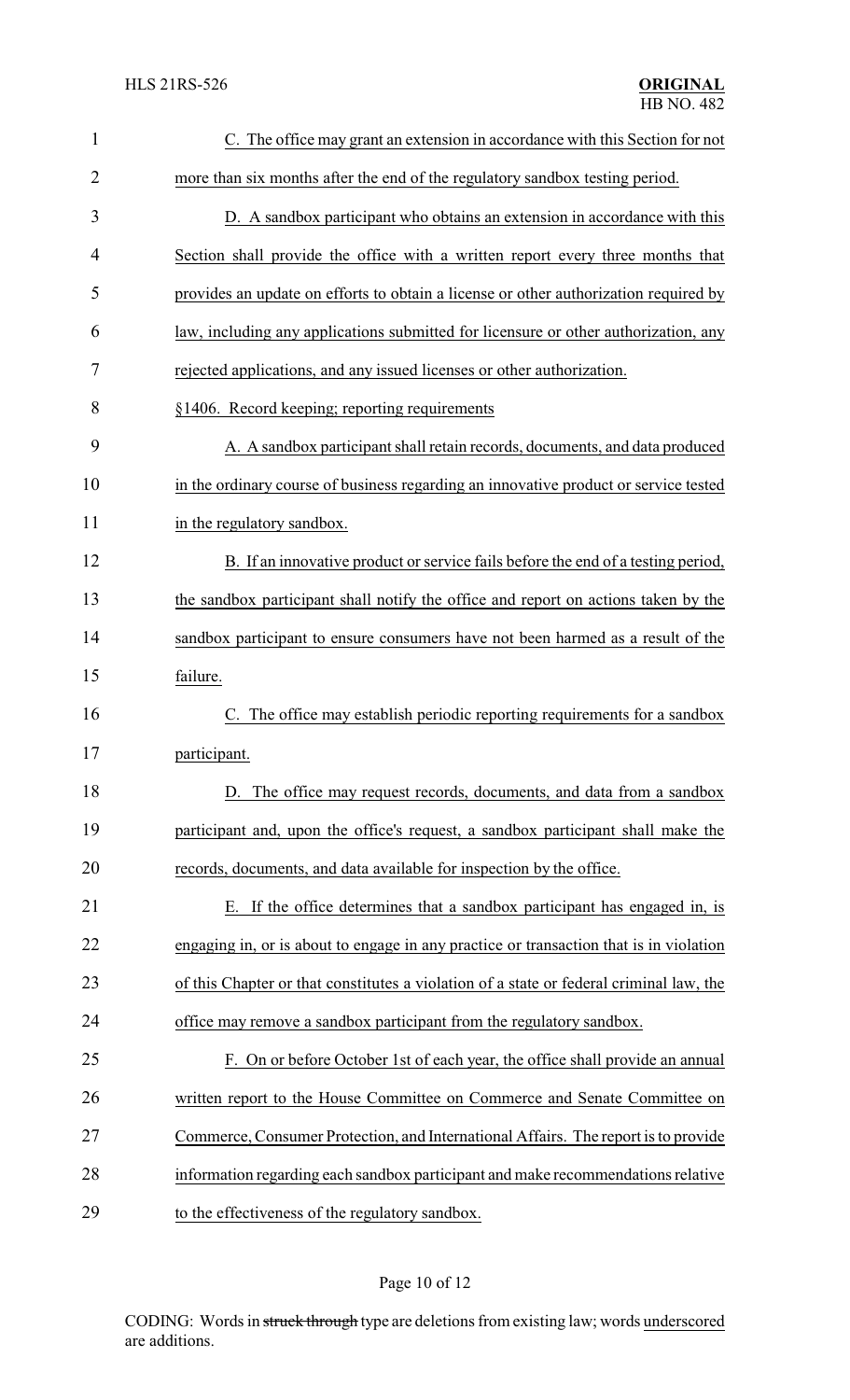C. The office may grant an extension in accordance with this Section for not more than six months after the end of the regulatory sandbox testing period.

D. A sandbox participant who obtains an extension in accordance with this Section shall provide the office with a written report every three months that provides an update on efforts to obtain a license or other authorization required by law, including any applications submitted for licensure or other authorization, any rejected applications, and any issued licenses or other authorization.

§1406. Record keeping; reporting requirements

A. A sandbox participant shall retain records, documents, and data produced in the ordinary course of business regarding an innovative product or service tested in the regulatory sandbox.

B. If an innovative product or service fails before the end of a testing period, the sandbox participant shall notify the office and report on actions taken by the sandbox participant to ensure consumers have not been harmed as a result of the failure.

C. The office may establish periodic reporting requirements for a sandbox participant.

D. The office may request records, documents, and data from a sandbox participant and, upon the office's request, a sandbox participant shall make the records, documents, and data available for inspection by the office.

E. If the office determines that a sandbox participant has engaged in, is engaging in, or is about to engage in any practice or transaction that is in violation of this Chapter or that constitutes a violation of a state or federal criminal law, the office may remove a sandbox participant from the regulatory sandbox.

F. On or before October 1st of each year, the office shall provide an annual written report to the House Committee on Commerce and Senate Committee on Commerce, Consumer Protection, and International Affairs. The report is to provide information regarding each sandbox participant and make recommendations relative to the effectiveness of the regulatory sandbox.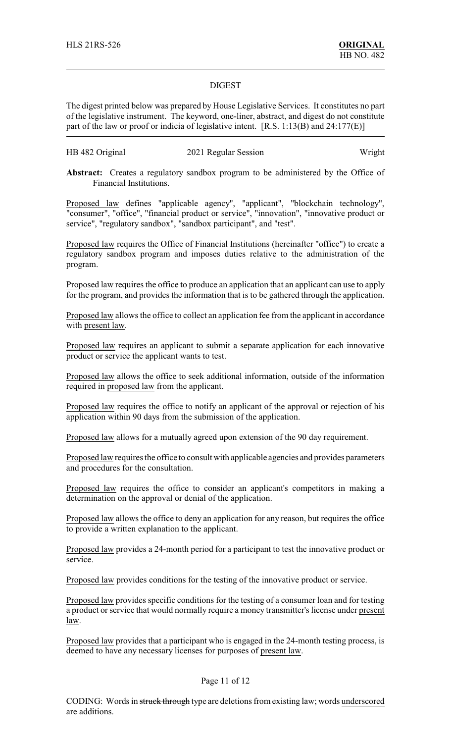HLS 21RS-526 **ORIGINAL**
HB NO. 482

## DIGEST

The digest printed below was prepared by House Legislative Services. It constitutes no part of the legislative instrument. The keyword, one-liner, abstract, and digest do not constitute part of the law or proof or indicia of legislative intent. [R.S. 1:13(B) and 24:177(E)]

| HB 482 Original | 2021 Regular Session | Wright |
|---|---|---|

**Abstract:** Creates a regulatory sandbox program to be administered by the Office of Financial Institutions.

Proposed law defines "applicable agency", "applicant", "blockchain technology", "consumer", "office", "financial product or service", "innovation", "innovative product or service", "regulatory sandbox", "sandbox participant", and "test".

Proposed law requires the Office of Financial Institutions (hereinafter "office") to create a regulatory sandbox program and imposes duties relative to the administration of the program.

Proposed law requires the office to produce an application that an applicant can use to apply for the program, and provides the information that is to be gathered through the application.

Proposed law allows the office to collect an application fee from the applicant in accordance with present law.

Proposed law requires an applicant to submit a separate application for each innovative product or service the applicant wants to test.

Proposed law allows the office to seek additional information, outside of the information required in proposed law from the applicant.

Proposed law requires the office to notify an applicant of the approval or rejection of his application within 90 days from the submission of the application.

Proposed law allows for a mutually agreed upon extension of the 90 day requirement.

Proposed law requires the office to consult with applicable agencies and provides parameters and procedures for the consultation.

Proposed law requires the office to consider an applicant's competitors in making a determination on the approval or denial of the application.

Proposed law allows the office to deny an application for any reason, but requires the office to provide a written explanation to the applicant.

Proposed law provides a 24-month period for a participant to test the innovative product or service.

Proposed law provides conditions for the testing of the innovative product or service.

Proposed law provides specific conditions for the testing of a consumer loan and for testing a product or service that would normally require a money transmitter's license under present law.

Proposed law provides that a participant who is engaged in the 24-month testing process, is deemed to have any necessary licenses for purposes of present law.

CODING: Words in ~~struck through~~ type are deletions from existing law; words underscored are additions.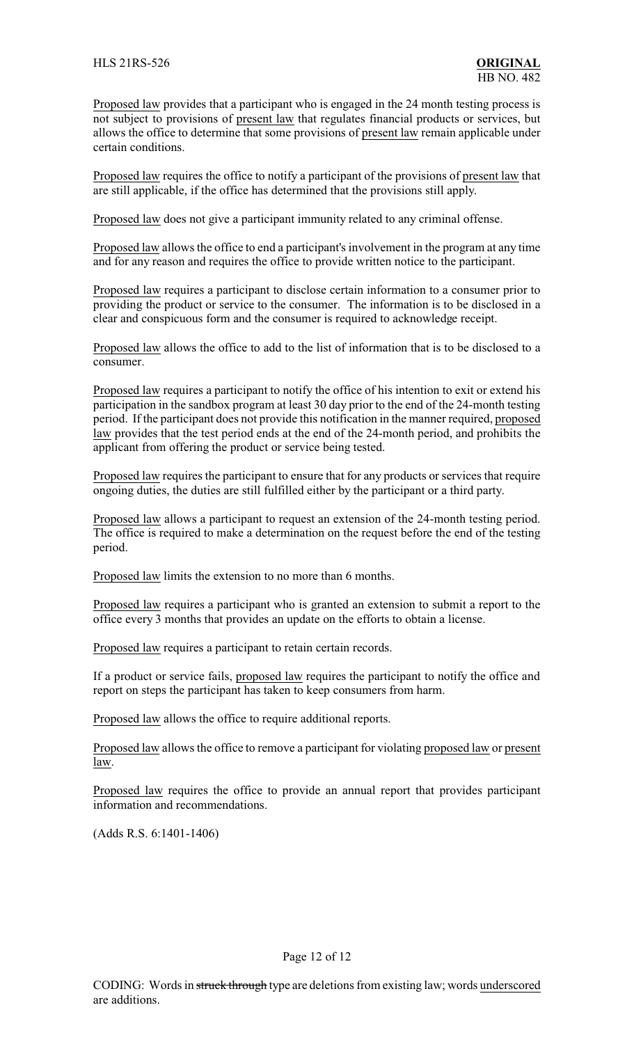Proposed law provides that a participant who is engaged in the 24 month testing process is not subject to provisions of present law that regulates financial products or services, but allows the office to determine that some provisions of present law remain applicable under certain conditions.

Proposed law requires the office to notify a participant of the provisions of present law that are still applicable, if the office has determined that the provisions still apply.

Proposed law does not give a participant immunity related to any criminal offense.

Proposed law allows the office to end a participant's involvement in the program at any time and for any reason and requires the office to provide written notice to the participant.

Proposed law requires a participant to disclose certain information to a consumer prior to providing the product or service to the consumer. The information is to be disclosed in a clear and conspicuous form and the consumer is required to acknowledge receipt.

Proposed law allows the office to add to the list of information that is to be disclosed to a consumer.

Proposed law requires a participant to notify the office of his intention to exit or extend his participation in the sandbox program at least 30 day prior to the end of the 24-month testing period. If the participant does not provide this notification in the manner required, proposed law provides that the test period ends at the end of the 24-month period, and prohibits the applicant from offering the product or service being tested.

Proposed law requires the participant to ensure that for any products or services that require ongoing duties, the duties are still fulfilled either by the participant or a third party.

Proposed law allows a participant to request an extension of the 24-month testing period. The office is required to make a determination on the request before the end of the testing period.

Proposed law limits the extension to no more than 6 months.

Proposed law requires a participant who is granted an extension to submit a report to the office every 3 months that provides an update on the efforts to obtain a license.

Proposed law requires a participant to retain certain records.

If a product or service fails, proposed law requires the participant to notify the office and report on steps the participant has taken to keep consumers from harm.

Proposed law allows the office to require additional reports.

Proposed law allows the office to remove a participant for violating proposed law or present law.

Proposed law requires the office to provide an annual report that provides participant information and recommendations.

(Adds R.S. 6:1401-1406)